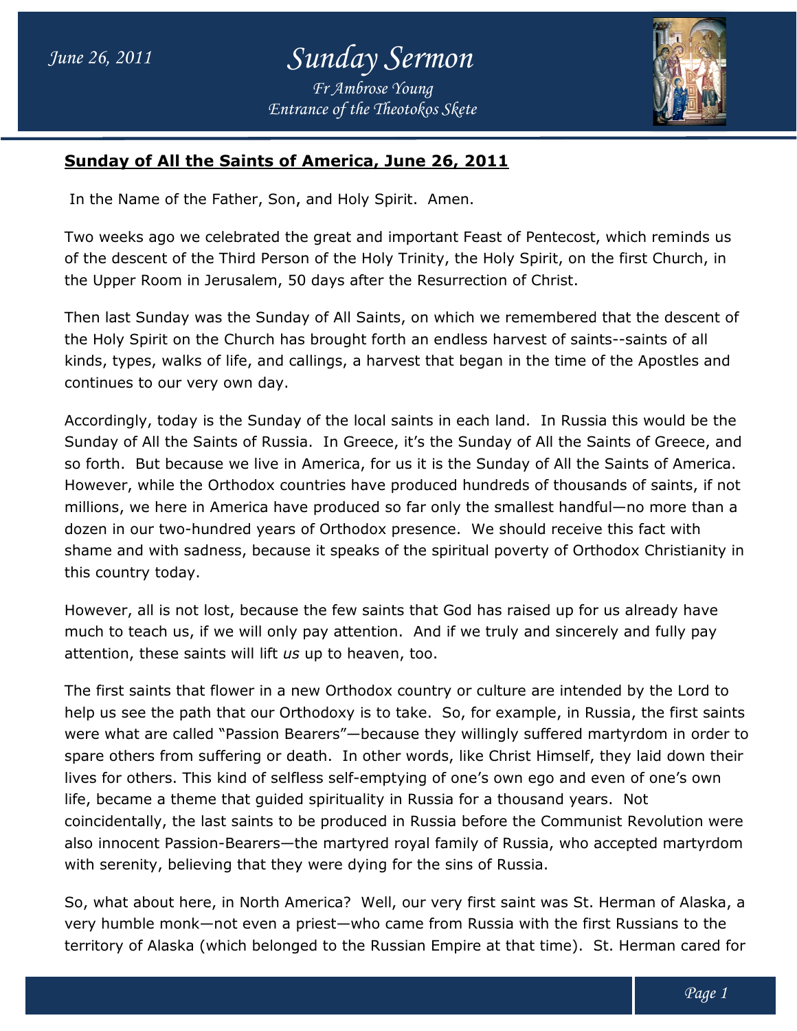## Sunday of All the Saints of America, June 26, 2011

In the Name of the Father, Son, and Holy Spirit. Amen.

Two weeks ago we celebrated the great and important Feast of Pentecost, which reminds us of the descent of the Third Person of the Holy Trinity, the Holy Spirit, on the first Church, in the Upper Room in Jerusalem, 50 days after the Resurrection of Christ.

Then last Sunday was the Sunday of All Saints, on which we remembered that the descent of the Holy Spirit on the Church has brought forth an endless harvest of saints--saints of all kinds, types, walks of life, and callings, a harvest that began in the time of the Apostles and continues to our very own day.

Accordingly, today is the Sunday of the local saints in each land. In Russia this would be the Sunday of All the Saints of Russia. In Greece, it's the Sunday of All the Saints of Greece, and so forth. But because we live in America, for us it is the Sunday of All the Saints of America. However, while the Orthodox countries have produced hundreds of thousands of saints, if not millions, we here in America have produced so far only the smallest handful—no more than a dozen in our two-hundred years of Orthodox presence. We should receive this fact with shame and with sadness, because it speaks of the spiritual poverty of Orthodox Christianity in this country today.

However, all is not lost, because the few saints that God has raised up for us already have much to teach us, if we will only pay attention. And if we truly and sincerely and fully pay attention, these saints will lift *us* up to heaven, too.

The first saints that flower in a new Orthodox country or culture are intended by the Lord to help us see the path that our Orthodoxy is to take. So, for example, in Russia, the first saints were what are called "Passion Bearers"—because they willingly suffered martyrdom in order to spare others from suffering or death. In other words, like Christ Himself, they laid down their lives for others. This kind of selfless self-emptying of one's own ego and even of one's own life, became a theme that guided spirituality in Russia for a thousand years. Not coincidentally, the last saints to be produced in Russia before the Communist Revolution were also innocent Passion-Bearers—the martyred royal family of Russia, who accepted martyrdom with serenity, believing that they were dying for the sins of Russia.

So, what about here, in North America? Well, our very first saint was St. Herman of Alaska, a very humble monk—not even a priest—who came from Russia with the first Russians to the territory of Alaska (which belonged to the Russian Empire at that time). St. Herman cared for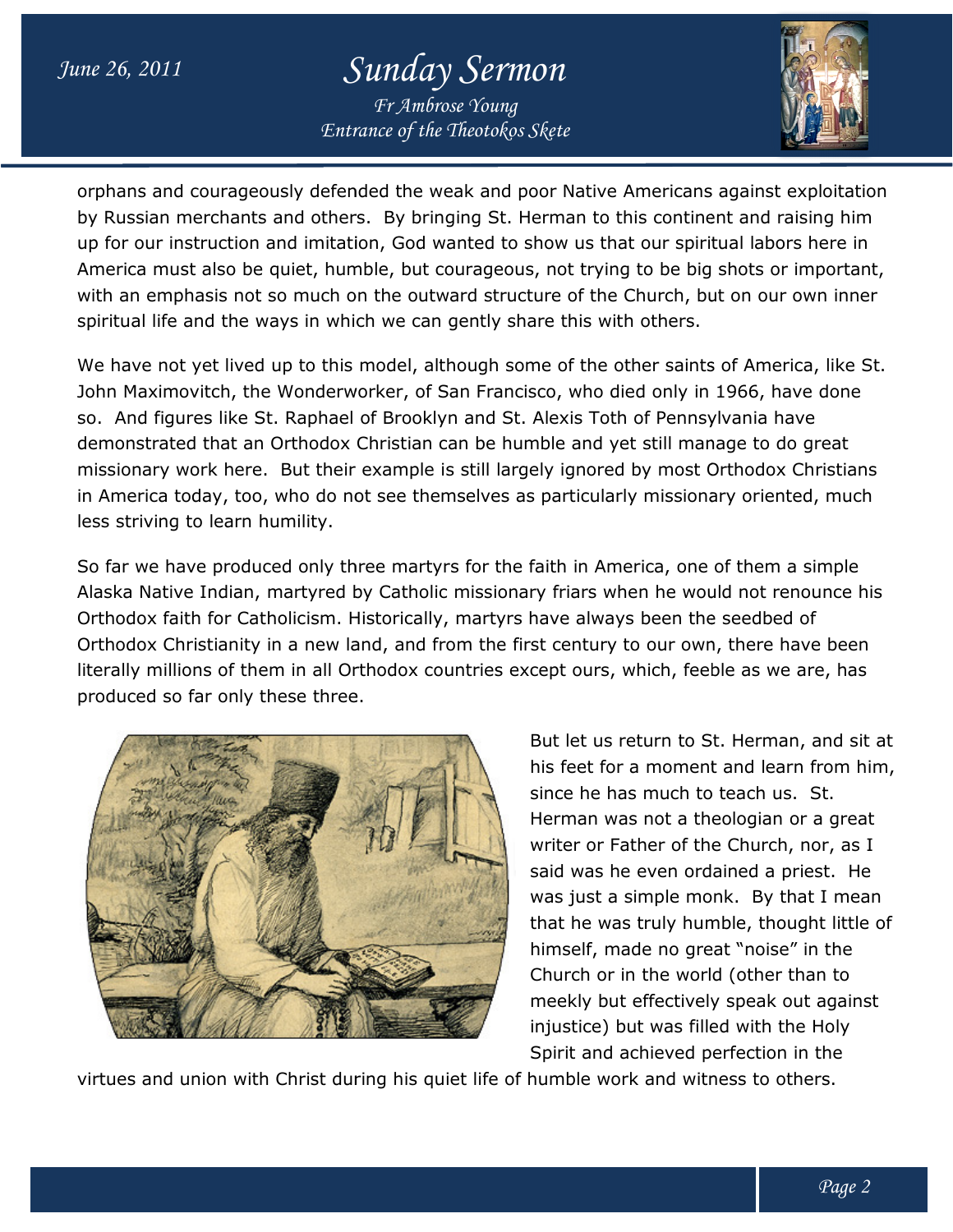orphans and courageously defended the weak and poor Native Americans against exploitation by Russian merchants and others. By bringing St. Herman to this continent and raising him up for our instruction and imitation, God wanted to show us that our spiritual labors here in America must also be quiet, humble, but courageous, not trying to be big shots or important, with an emphasis not so much on the outward structure of the Church, but on our own inner spiritual life and the ways in which we can gently share this with others.

We have not yet lived up to this model, although some of the other saints of America, like St. John Maximovitch, the Wonderworker, of San Francisco, who died only in 1966, have done so. And figures like St. Raphael of Brooklyn and St. Alexis Toth of Pennsylvania have demonstrated that an Orthodox Christian can be humble and yet still manage to do great missionary work here. But their example is still largely ignored by most Orthodox Christians in America today, too, who do not see themselves as particularly missionary oriented, much less striving to learn humility.

So far we have produced only three martyrs for the faith in America, one of them a simple Alaska Native Indian, martyred by Catholic missionary friars when he would not renounce his Orthodox faith for Catholicism. Historically, martyrs have always been the seedbed of Orthodox Christianity in a new land, and from the first century to our own, there have been literally millions of them in all Orthodox countries except ours, which, feeble as we are, has produced so far only these three.

But let us return to St. Herman, and sit at his feet for a moment and learn from him, since he has much to teach us. St. Herman was not a theologian or a great writer or Father of the Church, nor, as I said was he even ordained a priest. He was just a simple monk. By that I mean that he was truly humble, thought little of himself, made no great "noise" in the Church or in the world (other than to meekly but effectively speak out against injustice) but was filled with the Holy Spirit and achieved perfection in the virtues and union with Christ during his quiet life of humble work and witness to others.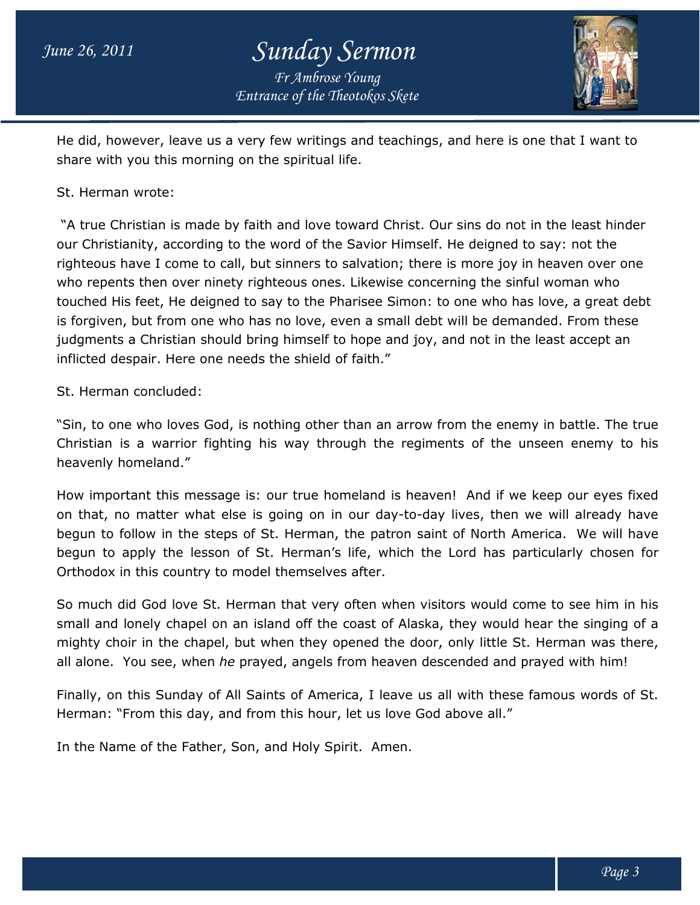He did, however, leave us a very few writings and teachings, and here is one that I want to share with you this morning on the spiritual life.

St. Herman wrote:

"A true Christian is made by faith and love toward Christ. Our sins do not in the least hinder our Christianity, according to the word of the Savior Himself. He deigned to say: not the righteous have I come to call, but sinners to salvation; there is more joy in heaven over one who repents then over ninety righteous ones. Likewise concerning the sinful woman who touched His feet, He deigned to say to the Pharisee Simon: to one who has love, a great debt is forgiven, but from one who has no love, even a small debt will be demanded. From these judgments a Christian should bring himself to hope and joy, and not in the least accept an inflicted despair. Here one needs the shield of faith."

St. Herman concluded:

"Sin, to one who loves God, is nothing other than an arrow from the enemy in battle. The true Christian is a warrior fighting his way through the regiments of the unseen enemy to his heavenly homeland."

How important this message is: our true homeland is heaven! And if we keep our eyes fixed on that, no matter what else is going on in our day-to-day lives, then we will already have begun to follow in the steps of St. Herman, the patron saint of North America. We will have begun to apply the lesson of St. Herman's life, which the Lord has particularly chosen for Orthodox in this country to model themselves after.

So much did God love St. Herman that very often when visitors would come to see him in his small and lonely chapel on an island off the coast of Alaska, they would hear the singing of a mighty choir in the chapel, but when they opened the door, only little St. Herman was there, all alone. You see, when *he* prayed, angels from heaven descended and prayed with him!

Finally, on this Sunday of All Saints of America, I leave us all with these famous words of St. Herman: "From this day, and from this hour, let us love God above all."

In the Name of the Father, Son, and Holy Spirit. Amen.